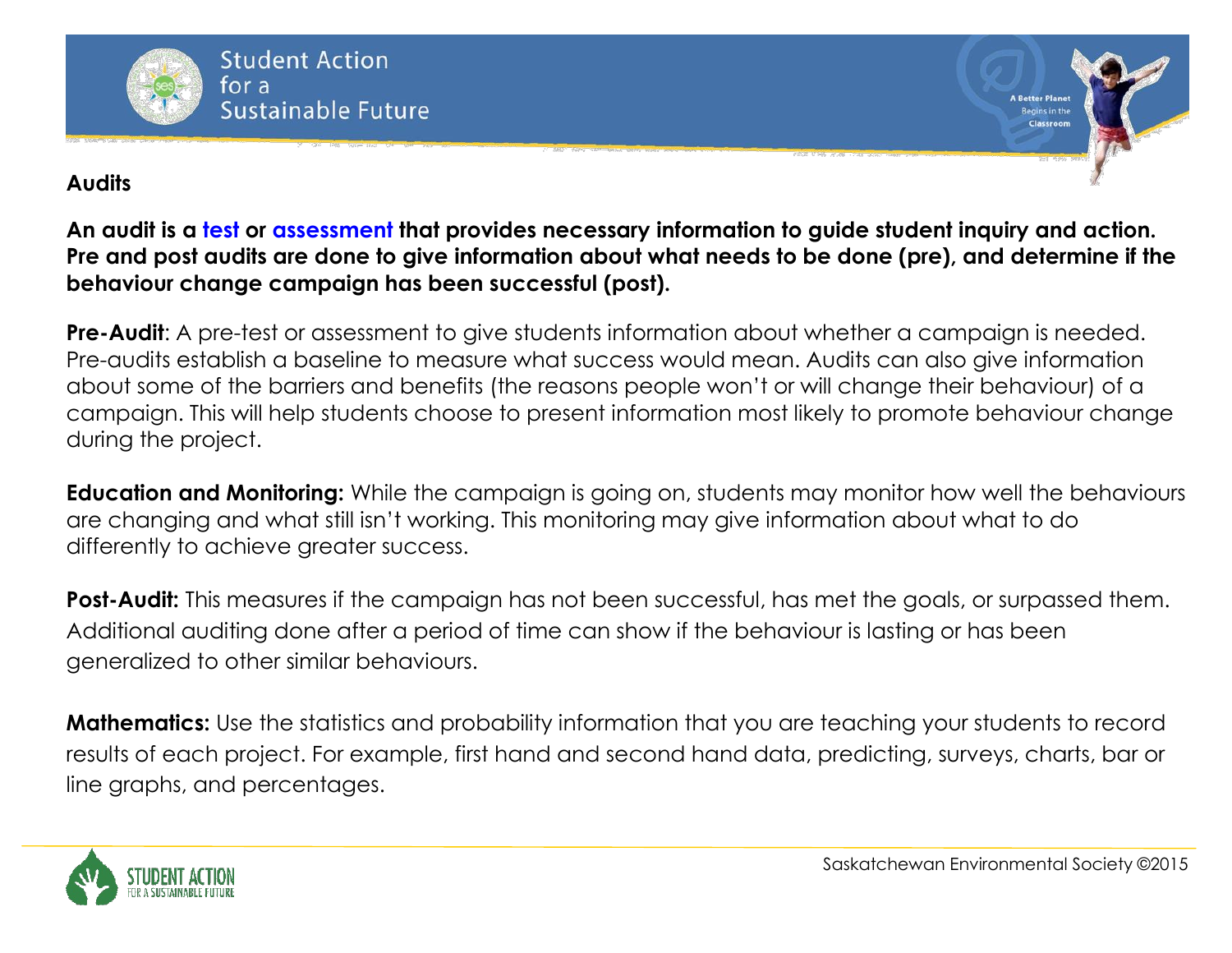## Audits

**An audit is a test or assessment that provides necessary information to guide student inquiry and action. Pre and post audits are done to give information about what needs to be done (pre), and determine if the behaviour change campaign has been successful (post).**

**Pre-Audit**: A pre-test or assessment to give students information about whether a campaign is needed. Pre-audits establish a baseline to measure what success would mean. Audits can also give information about some of the barriers and benefits (the reasons people won't or will change their behaviour) of a campaign. This will help students choose to present information most likely to promote behaviour change during the project.

**Education and Monitoring:** While the campaign is going on, students may monitor how well the behaviours are changing and what still isn't working. This monitoring may give information about what to do differently to achieve greater success.

**Post-Audit:** This measures if the campaign has not been successful, has met the goals, or surpassed them. Additional auditing done after a period of time can show if the behaviour is lasting or has been generalized to other similar behaviours.

**Mathematics:** Use the statistics and probability information that you are teaching your students to record results of each project. For example, first hand and second hand data, predicting, surveys, charts, bar or line graphs, and percentages.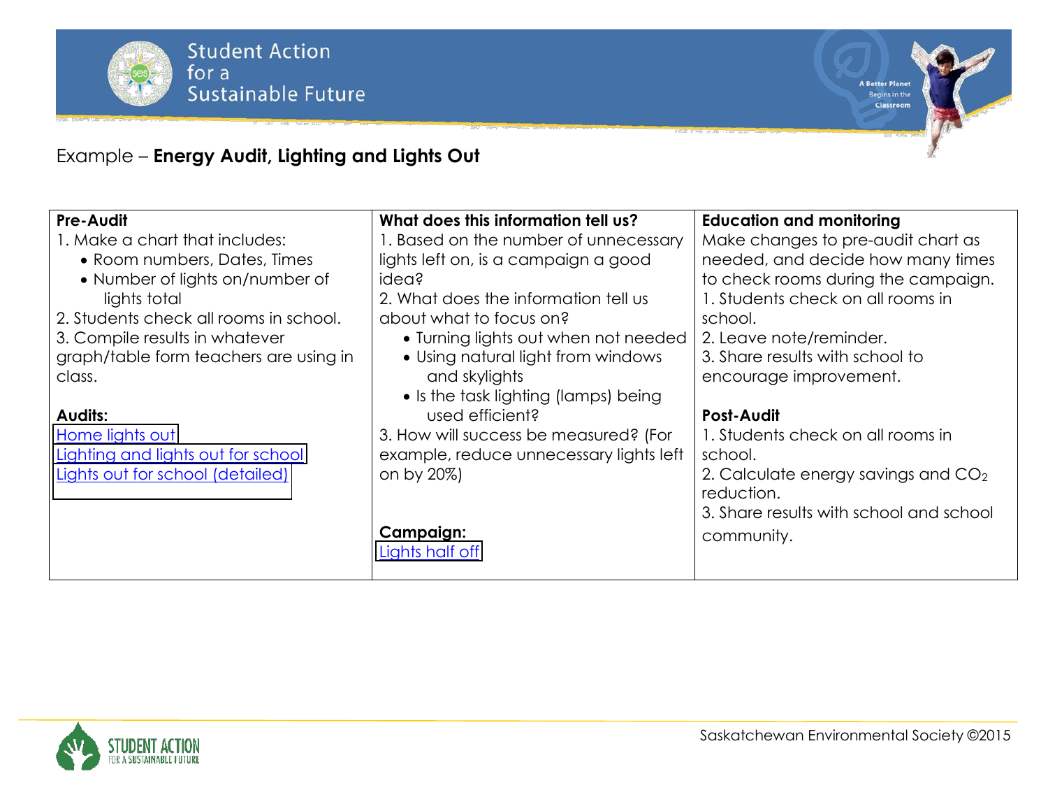Example – **Energy Audit, Lighting and Lights Out**

| **Pre-Audit** | **What does this information tell us?** | **Education and monitoring** |
| --- | --- | --- |
| 1. Make a chart that includes:<br>• Room numbers, Dates, Times<br>• Number of lights on/number of lights total<br>2. Students check all rooms in school.<br>3. Compile results in whatever graph/table form teachers are using in class.<br><br>**Audits:**<br>Home lights out<br>Lighting and lights out for school<br>Lights out for school (detailed) | 1. Based on the number of unnecessary lights left on, is a campaign a good idea?<br>2. What does the information tell us about what to focus on?<br>• Turning lights out when not needed<br>• Using natural light from windows and skylights<br>• Is the task lighting (lamps) being used efficient?<br>3. How will success be measured? (For example, reduce unnecessary lights left on by 20%)<br><br>**Campaign:**<br>Lights half off | Make changes to pre-audit chart as needed, and decide how many times to check rooms during the campaign.<br>1. Students check on all rooms in school.<br>2. Leave note/reminder.<br>3. Share results with school to encourage improvement.<br><br>**Post-Audit**<br>1. Students check on all rooms in school.<br>2. Calculate energy savings and $CO_2$ reduction.<br>3. Share results with school and school community. |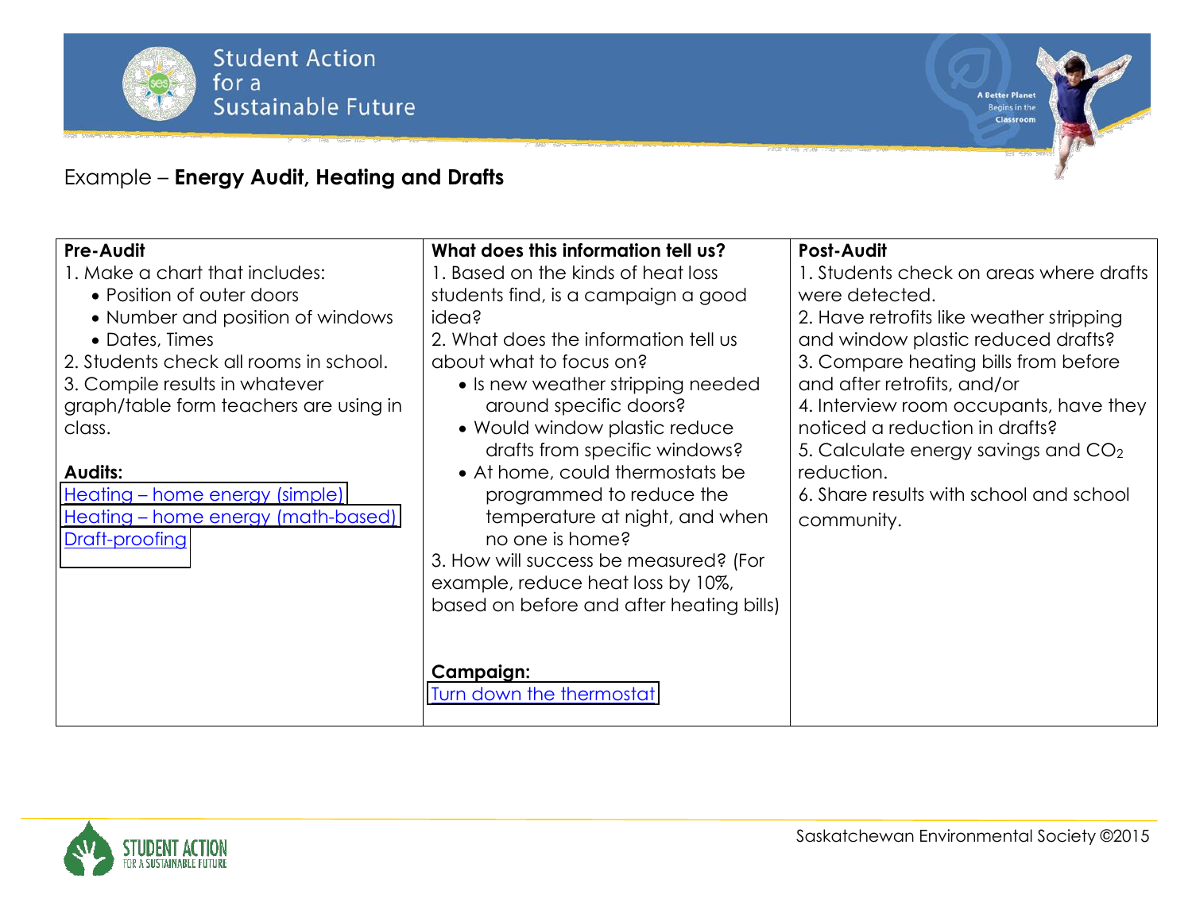Example – **Energy Audit, Heating and Drafts**

| **Pre-Audit** | **What does this information tell us?** | **Post-Audit** |
|---|---|---|
| 1. Make a chart that includes:<br>• Position of outer doors<br>• Number and position of windows<br>• Dates, Times<br>2. Students check all rooms in school.<br>3. Compile results in whatever graph/table form teachers are using in class.<br><br>**Audits:**<br>Heating – home energy (simple)<br>Heating – home energy (math-based)<br>Draft-proofing | 1. Based on the kinds of heat loss students find, is a campaign a good idea?<br>2. What does the information tell us about what to focus on?<br>• Is new weather stripping needed around specific doors?<br>• Would window plastic reduce drafts from specific windows?<br>• At home, could thermostats be programmed to reduce the temperature at night, and when no one is home?<br>3. How will success be measured? (For example, reduce heat loss by 10%, based on before and after heating bills)<br><br>**Campaign:**<br>Turn down the thermostat | 1. Students check on areas where drafts were detected.<br>2. Have retrofits like weather stripping and window plastic reduced drafts?<br>3. Compare heating bills from before and after retrofits, and/or<br>4. Interview room occupants, have they noticed a reduction in drafts?<br>5. Calculate energy savings and $CO_2$ reduction.<br>6. Share results with school and school community. |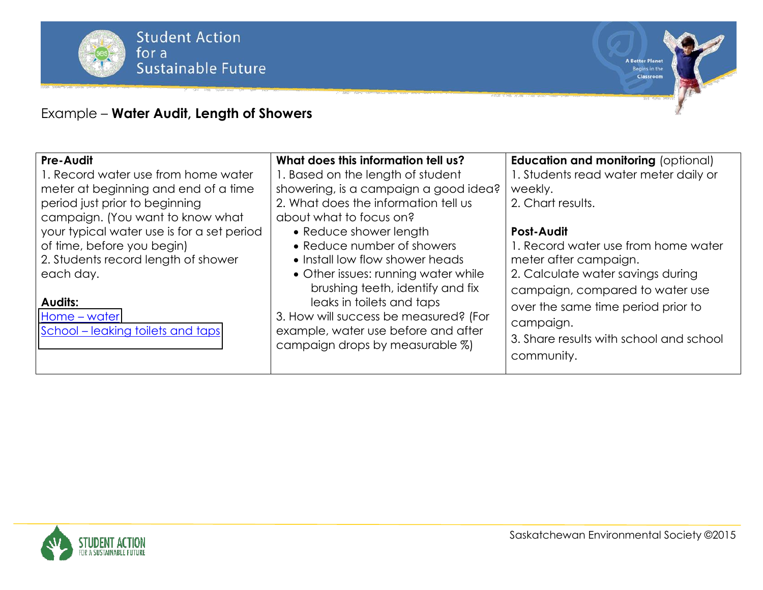Example – **Water Audit, Length of Showers**

| **Pre-Audit**<br>1. Record water use from home water meter at beginning and end of a time period just prior to beginning campaign. (You want to know what your typical water use is for a set period of time, before you begin)<br>2. Students record length of shower each day.<br><br>**Audits:**<br>Home – water<br>School – leaking toilets and taps | **What does this information tell us?**<br>1. Based on the length of student showering, is a campaign a good idea?<br>2. What does the information tell us about what to focus on?<br>• Reduce shower length<br>• Reduce number of showers<br>• Install low flow shower heads<br>• Other issues: running water while brushing teeth, identify and fix leaks in toilets and taps<br>3. How will success be measured? (For example, water use before and after campaign drops by measurable %) | **Education and monitoring** (optional)<br>1. Students read water meter daily or weekly.<br>2. Chart results.<br><br>**Post-Audit**<br>1. Record water use from home water meter after campaign.<br>2. Calculate water savings during campaign, compared to water use over the same time period prior to campaign.<br>3. Share results with school and school community. |
|---|---|---|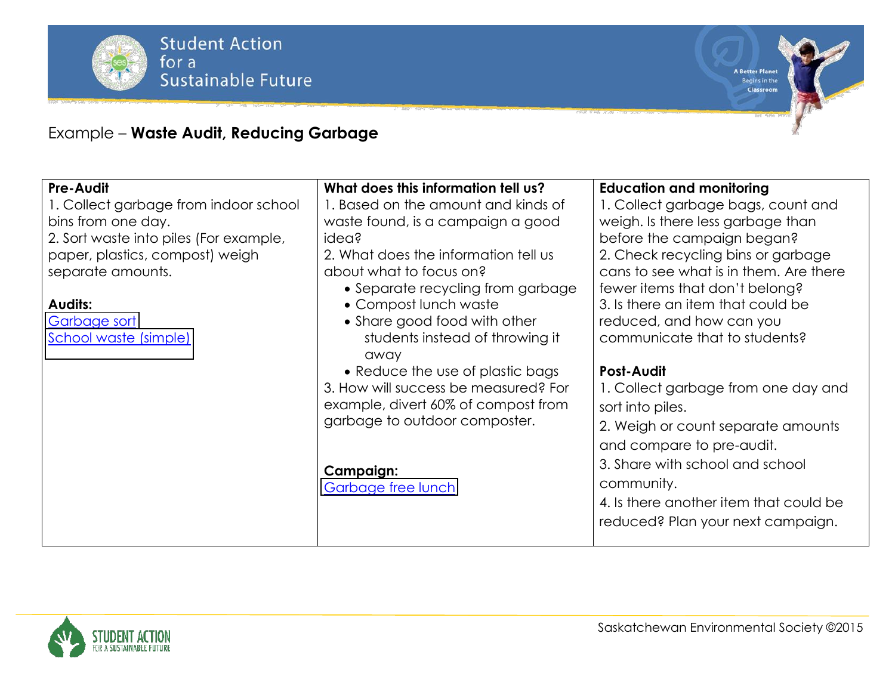Example – **Waste Audit, Reducing Garbage**

| **Pre-Audit** | **What does this information tell us?** | **Education and monitoring** |
| --- | --- | --- |
| 1. Collect garbage from indoor school bins from one day.<br>2. Sort waste into piles (For example, paper, plastics, compost) weigh separate amounts.<br><br>**Audits:**<br>Garbage sort<br>School waste (simple) | 1. Based on the amount and kinds of waste found, is a campaign a good idea?<br>2. What does the information tell us about what to focus on?<br>• Separate recycling from garbage<br>• Compost lunch waste<br>• Share good food with other students instead of throwing it away<br>• Reduce the use of plastic bags<br>3. How will success be measured? For example, divert 60% of compost from garbage to outdoor composter.<br><br>**Campaign:**<br>Garbage free lunch | 1. Collect garbage bags, count and weigh. Is there less garbage than before the campaign began?<br>2. Check recycling bins or garbage cans to see what is in them. Are there fewer items that don't belong?<br>3. Is there an item that could be reduced, and how can you communicate that to students?<br><br>**Post-Audit**<br>1. Collect garbage from one day and sort into piles.<br>2. Weigh or count separate amounts and compare to pre-audit.<br>3. Share with school and school community.<br>4. Is there another item that could be reduced? Plan your next campaign. |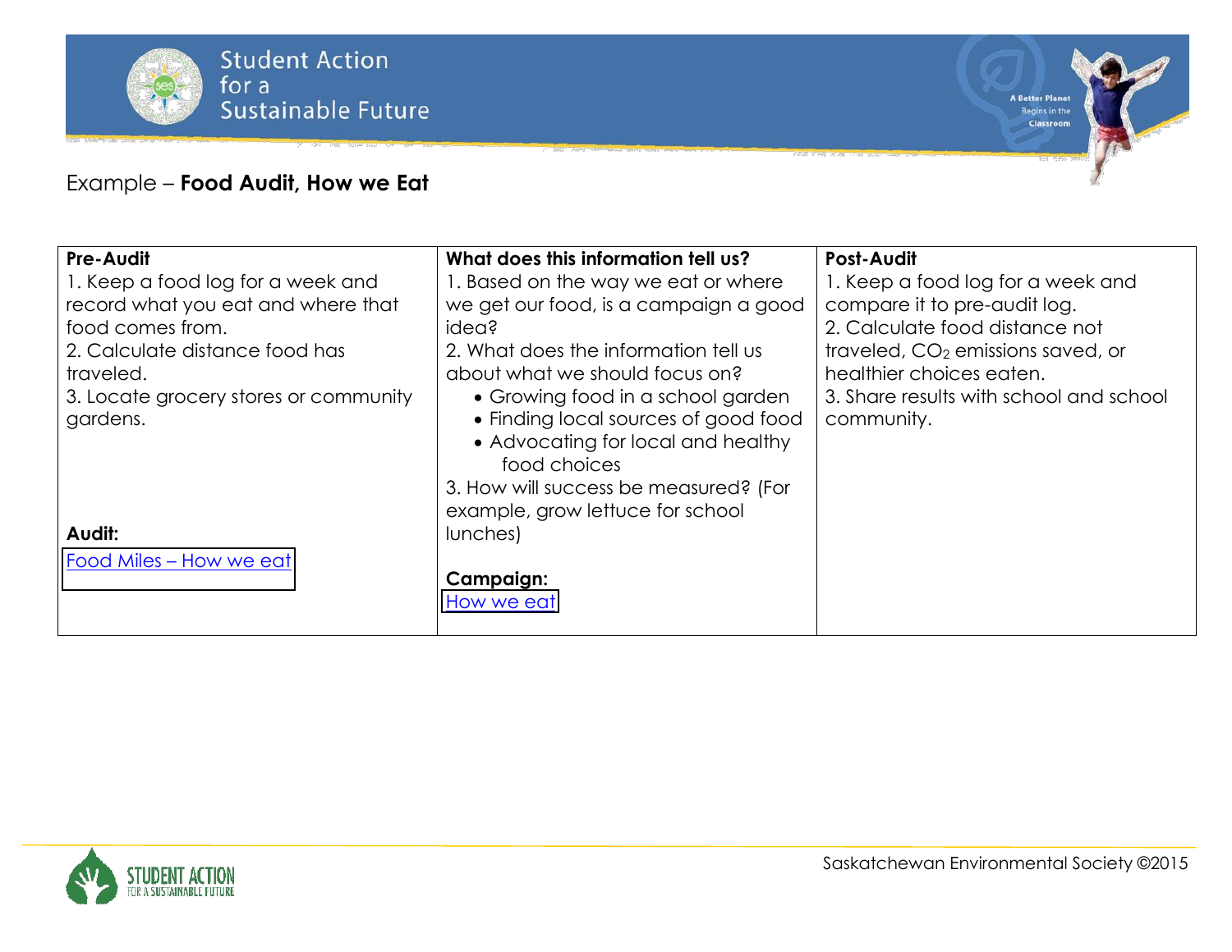Example – **Food Audit, How we Eat**

| **Pre-Audit** | **What does this information tell us?** | **Post-Audit** |
|---|---|---|
| 1. Keep a food log for a week and record what you eat and where that food comes from.<br>2. Calculate distance food has traveled.<br>3. Locate grocery stores or community gardens.<br><br>**Audit:**<br>Food Miles – How we eat | 1. Based on the way we eat or where we get our food, is a campaign a good idea?<br>2. What does the information tell us about what we should focus on?<br>• Growing food in a school garden<br>• Finding local sources of good food<br>• Advocating for local and healthy food choices<br>3. How will success be measured? (For example, grow lettuce for school lunches)<br><br>**Campaign:**<br>How we eat | 1. Keep a food log for a week and compare it to pre-audit log.<br>2. Calculate food distance not traveled, $CO_2$ emissions saved, or healthier choices eaten.<br>3. Share results with school and school community. |

Saskatchewan Environmental Society ©2015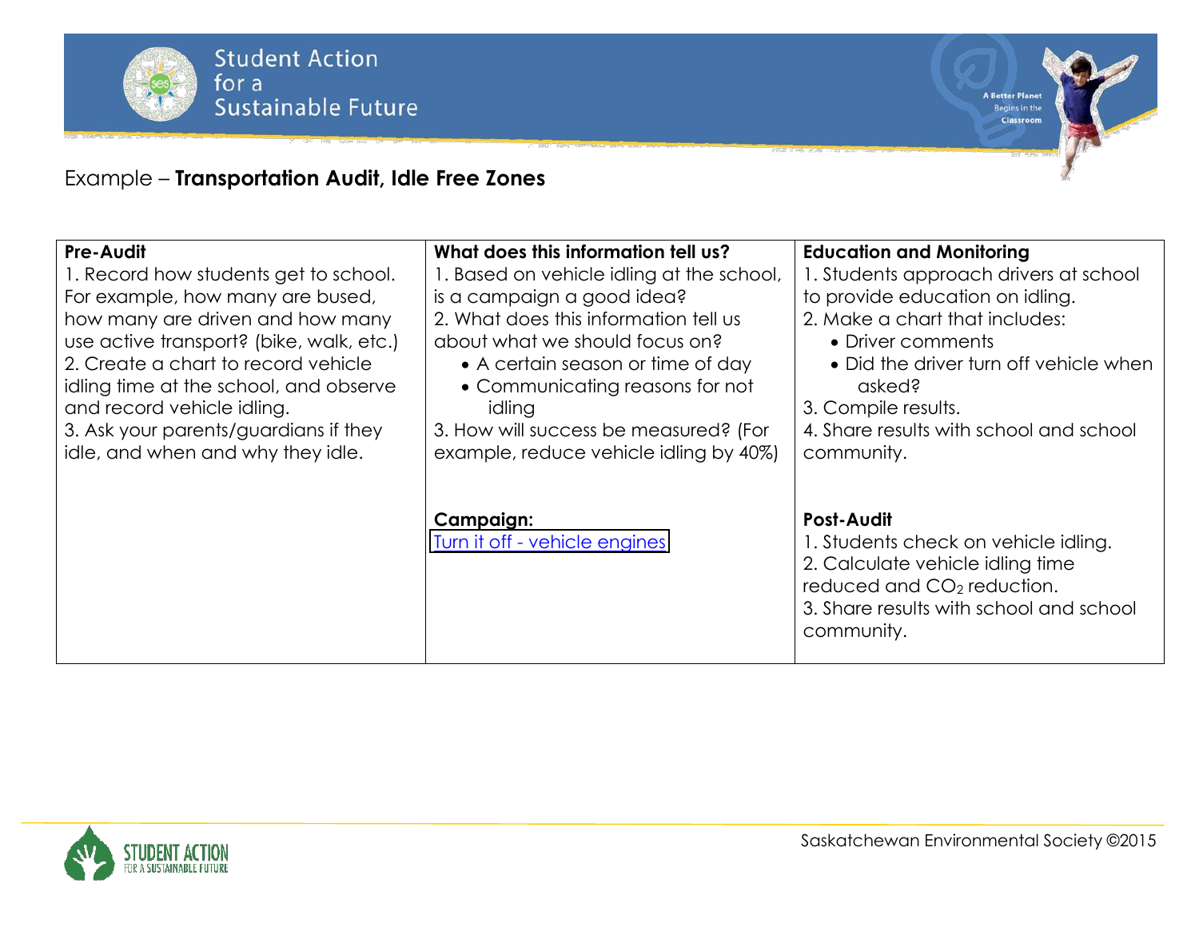Example – **Transportation Audit, Idle Free Zones**

| **Pre-Audit** | **What does this information tell us?** | **Education and Monitoring** |
| --- | --- | --- |
| 1. Record how students get to school. For example, how many are bused, how many are driven and how many use active transport? (bike, walk, etc.)<br>2. Create a chart to record vehicle idling time at the school, and observe and record vehicle idling.<br>3. Ask your parents/guardians if they idle, and when and why they idle. | 1. Based on vehicle idling at the school, is a campaign a good idea?<br>2. What does this information tell us about what we should focus on?<br>• A certain season or time of day<br>• Communicating reasons for not idling<br>3. How will success be measured? (For example, reduce vehicle idling by 40%) | 1. Students approach drivers at school to provide education on idling.<br>2. Make a chart that includes:<br>• Driver comments<br>• Did the driver turn off vehicle when asked?<br>3. Compile results.<br>4. Share results with school and school community. |
| | **Campaign:**<br>Turn it off - vehicle engines | **Post-Audit**<br>1. Students check on vehicle idling.<br>2. Calculate vehicle idling time reduced and $CO_2$ reduction.<br>3. Share results with school and school community. |

Saskatchewan Environmental Society ©2015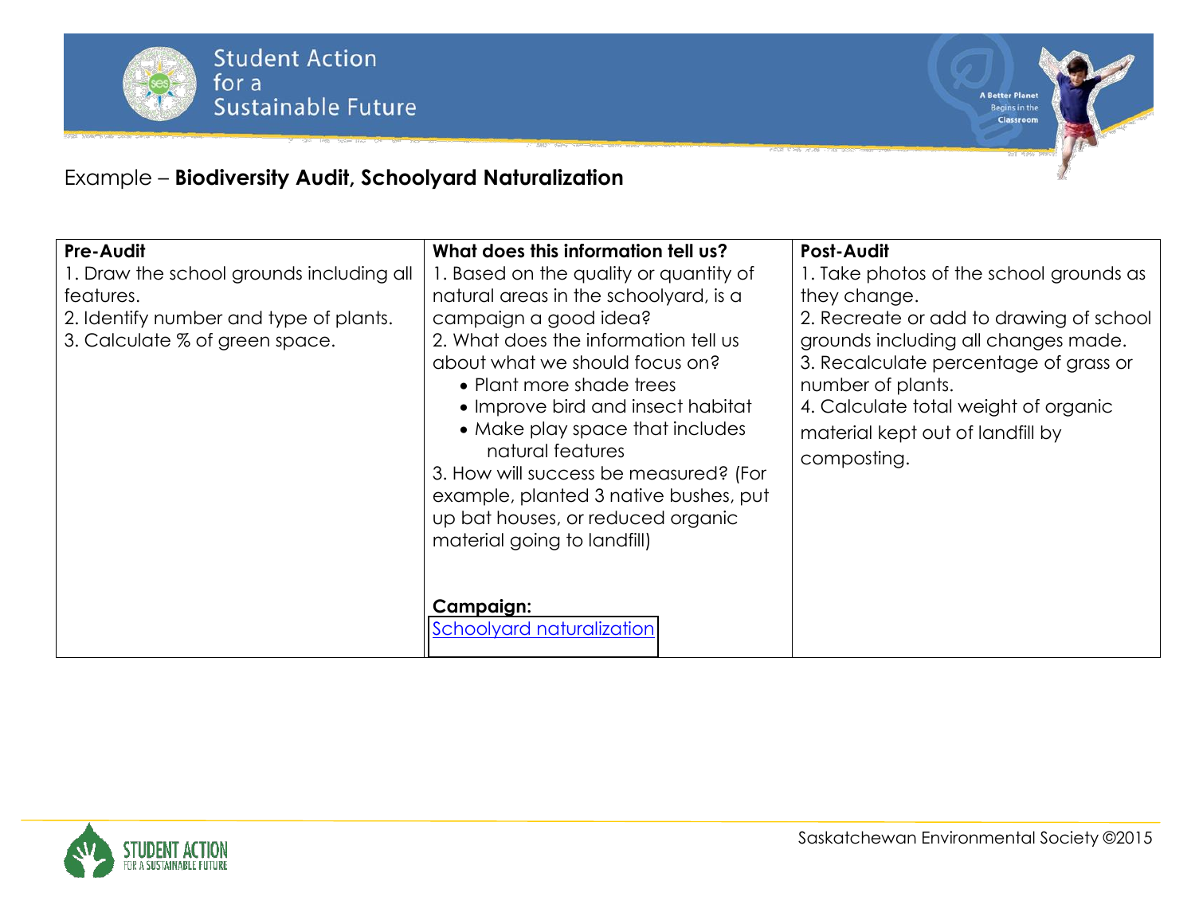Example – **Biodiversity Audit, Schoolyard Naturalization**

| **Pre-Audit** | **What does this information tell us?** | **Post-Audit** |
|---|---|---|
| 1. Draw the school grounds including all features.<br>2. Identify number and type of plants.<br>3. Calculate % of green space. | 1. Based on the quality or quantity of natural areas in the schoolyard, is a campaign a good idea?<br>2. What does the information tell us about what we should focus on?<br>• Plant more shade trees<br>• Improve bird and insect habitat<br>• Make play space that includes natural features<br>3. How will success be measured? (For example, planted 3 native bushes, put up bat houses, or reduced organic material going to landfill)<br><br>**Campaign:**<br>Schoolyard naturalization | 1. Take photos of the school grounds as they change.<br>2. Recreate or add to drawing of school grounds including all changes made.<br>3. Recalculate percentage of grass or number of plants.<br>4. Calculate total weight of organic material kept out of landfill by composting. |